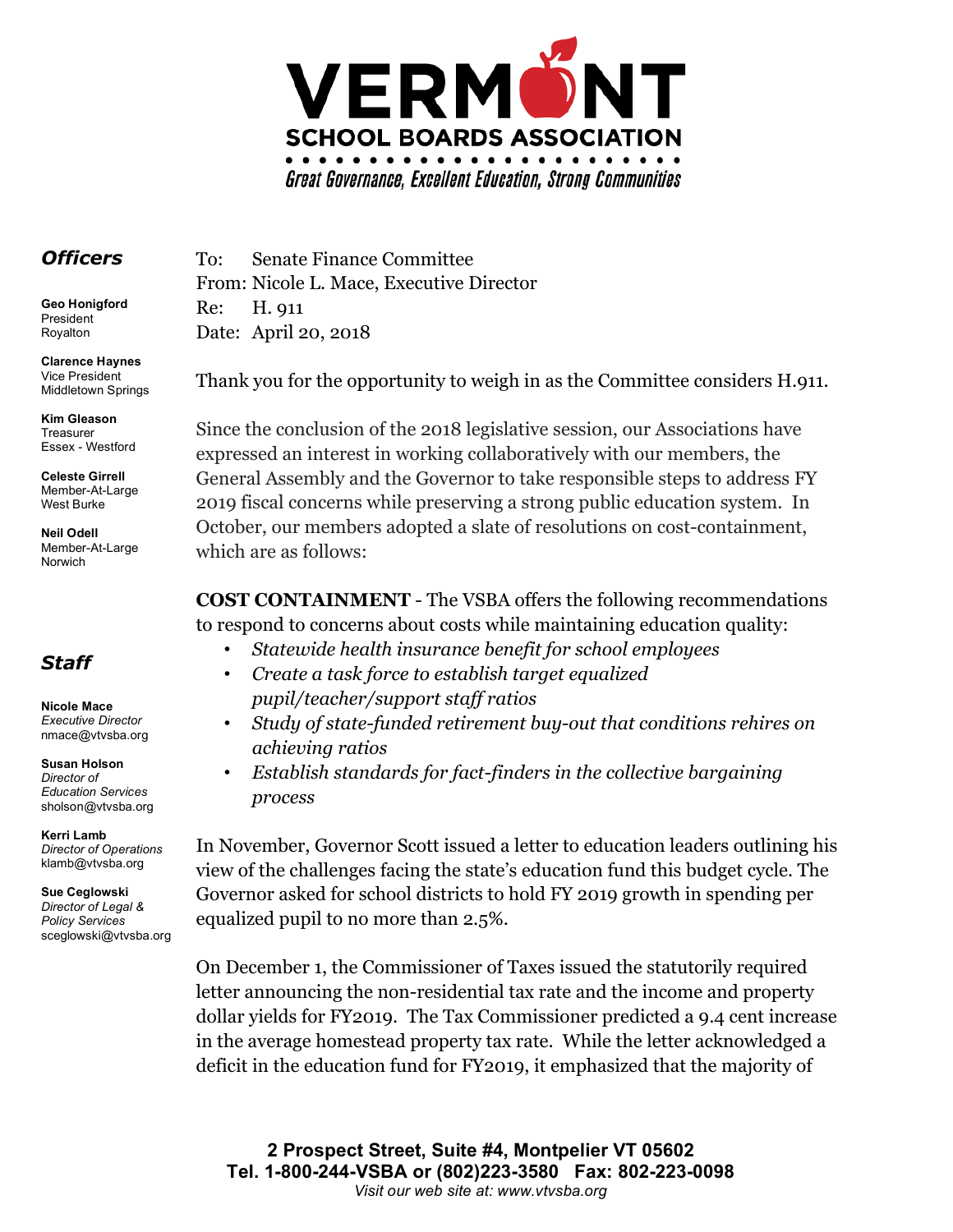# VERMONT SCHOOL BOARDS ASSOCIATION

*Great Governance, Excellent Education, Strong Communities*

### *Officers*

**Geo Honigford**
President
Royalton

**Clarence Haynes**
Vice President
Middletown Springs

**Kim Gleason**
Treasurer
Essex - Westford

**Celeste Girrell**
Member-At-Large
West Burke

**Neil Odell**
Member-At-Large
Norwich

### *Staff*

**Nicole Mace**
*Executive Director*
nmace@vtvsba.org

**Susan Holson**
*Director of Education Services*
sholson@vtvsba.org

**Kerri Lamb**
*Director of Operations*
klamb@vtvsba.org

**Sue Ceglowski**
*Director of Legal & Policy Services*
sceglowski@vtvsba.org

To: Senate Finance Committee
From: Nicole L. Mace, Executive Director
Re: H. 911
Date: April 20, 2018

Thank you for the opportunity to weigh in as the Committee considers H.911.

Since the conclusion of the 2018 legislative session, our Associations have expressed an interest in working collaboratively with our members, the General Assembly and the Governor to take responsible steps to address FY 2019 fiscal concerns while preserving a strong public education system. In October, our members adopted a slate of resolutions on cost-containment, which are as follows:

**COST CONTAINMENT** - The VSBA offers the following recommendations to respond to concerns about costs while maintaining education quality:

- *Statewide health insurance benefit for school employees*
- *Create a task force to establish target equalized pupil/teacher/support staff ratios*
- *Study of state-funded retirement buy-out that conditions rehires on achieving ratios*
- *Establish standards for fact-finders in the collective bargaining process*

In November, Governor Scott issued a letter to education leaders outlining his view of the challenges facing the state's education fund this budget cycle. The Governor asked for school districts to hold FY 2019 growth in spending per equalized pupil to no more than 2.5%.

On December 1, the Commissioner of Taxes issued the statutorily required letter announcing the non-residential tax rate and the income and property dollar yields for FY2019. The Tax Commissioner predicted a 9.4 cent increase in the average homestead property tax rate. While the letter acknowledged a deficit in the education fund for FY2019, it emphasized that the majority of

**2 Prospect Street, Suite #4, Montpelier VT 05602**
**Tel. 1-800-244-VSBA or (802)223-3580 Fax: 802-223-0098**
*Visit our web site at: www.vtvsba.org*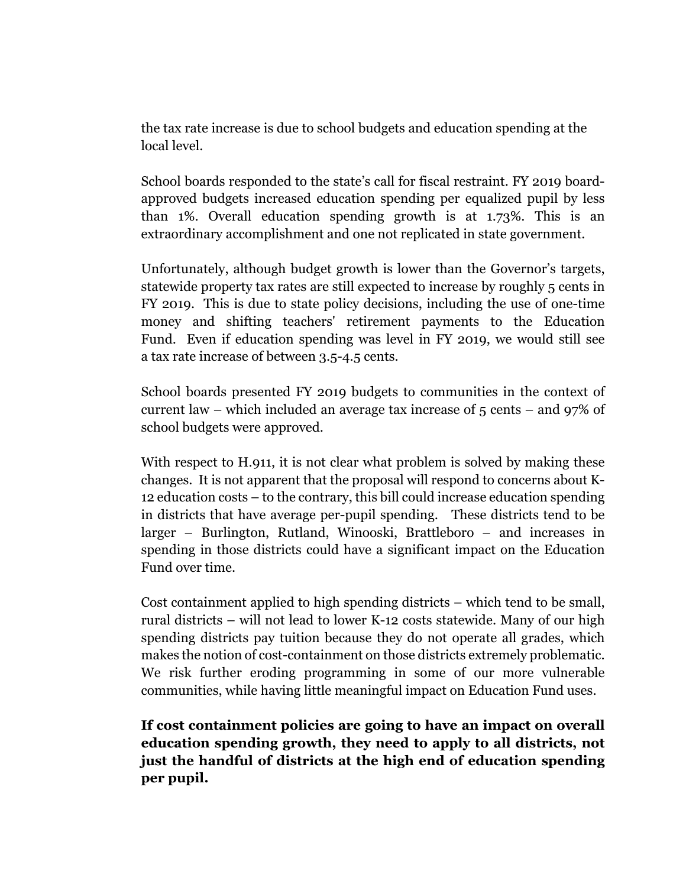the tax rate increase is due to school budgets and education spending at the local level.

School boards responded to the state's call for fiscal restraint. FY 2019 board-approved budgets increased education spending per equalized pupil by less than 1%. Overall education spending growth is at 1.73%. This is an extraordinary accomplishment and one not replicated in state government.

Unfortunately, although budget growth is lower than the Governor's targets, statewide property tax rates are still expected to increase by roughly 5 cents in FY 2019. This is due to state policy decisions, including the use of one-time money and shifting teachers' retirement payments to the Education Fund. Even if education spending was level in FY 2019, we would still see a tax rate increase of between 3.5-4.5 cents.

School boards presented FY 2019 budgets to communities in the context of current law – which included an average tax increase of 5 cents – and 97% of school budgets were approved.

With respect to H.911, it is not clear what problem is solved by making these changes. It is not apparent that the proposal will respond to concerns about K-12 education costs – to the contrary, this bill could increase education spending in districts that have average per-pupil spending. These districts tend to be larger – Burlington, Rutland, Winooski, Brattleboro – and increases in spending in those districts could have a significant impact on the Education Fund over time.

Cost containment applied to high spending districts – which tend to be small, rural districts – will not lead to lower K-12 costs statewide. Many of our high spending districts pay tuition because they do not operate all grades, which makes the notion of cost-containment on those districts extremely problematic. We risk further eroding programming in some of our more vulnerable communities, while having little meaningful impact on Education Fund uses.

**If cost containment policies are going to have an impact on overall education spending growth, they need to apply to all districts, not just the handful of districts at the high end of education spending per pupil.**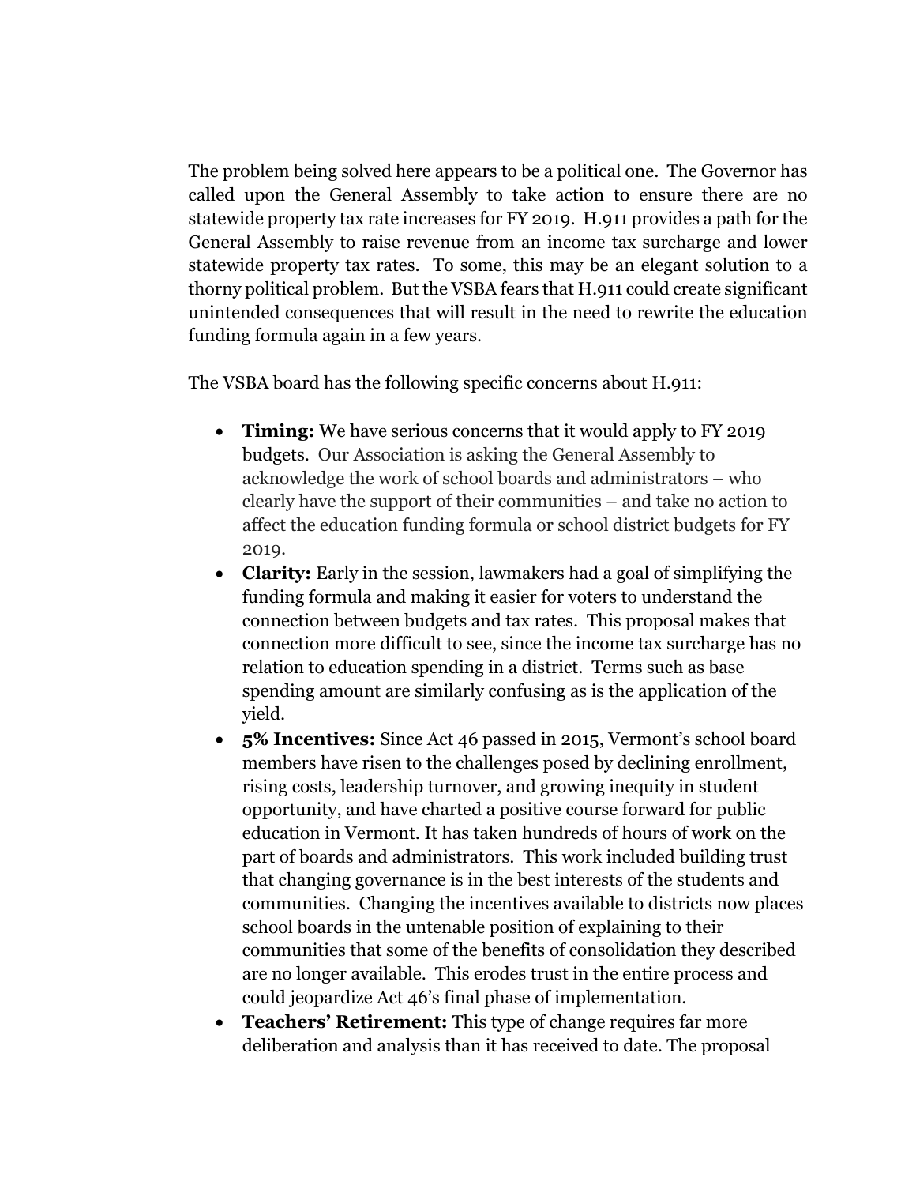The problem being solved here appears to be a political one. The Governor has called upon the General Assembly to take action to ensure there are no statewide property tax rate increases for FY 2019. H.911 provides a path for the General Assembly to raise revenue from an income tax surcharge and lower statewide property tax rates. To some, this may be an elegant solution to a thorny political problem. But the VSBA fears that H.911 could create significant unintended consequences that will result in the need to rewrite the education funding formula again in a few years.

The VSBA board has the following specific concerns about H.911:

- **Timing:** We have serious concerns that it would apply to FY 2019 budgets. Our Association is asking the General Assembly to acknowledge the work of school boards and administrators – who clearly have the support of their communities – and take no action to affect the education funding formula or school district budgets for FY 2019.
- **Clarity:** Early in the session, lawmakers had a goal of simplifying the funding formula and making it easier for voters to understand the connection between budgets and tax rates. This proposal makes that connection more difficult to see, since the income tax surcharge has no relation to education spending in a district. Terms such as base spending amount are similarly confusing as is the application of the yield.
- **5% Incentives:** Since Act 46 passed in 2015, Vermont's school board members have risen to the challenges posed by declining enrollment, rising costs, leadership turnover, and growing inequity in student opportunity, and have charted a positive course forward for public education in Vermont. It has taken hundreds of hours of work on the part of boards and administrators. This work included building trust that changing governance is in the best interests of the students and communities. Changing the incentives available to districts now places school boards in the untenable position of explaining to their communities that some of the benefits of consolidation they described are no longer available. This erodes trust in the entire process and could jeopardize Act 46's final phase of implementation.
- **Teachers' Retirement:** This type of change requires far more deliberation and analysis than it has received to date. The proposal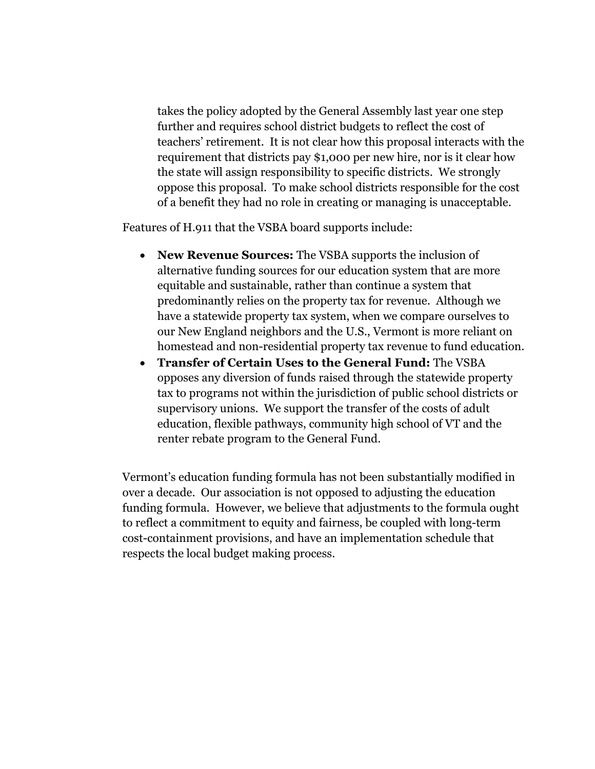takes the policy adopted by the General Assembly last year one step further and requires school district budgets to reflect the cost of teachers' retirement. It is not clear how this proposal interacts with the requirement that districts pay $1,000 per new hire, nor is it clear how the state will assign responsibility to specific districts. We strongly oppose this proposal. To make school districts responsible for the cost of a benefit they had no role in creating or managing is unacceptable.

Features of H.911 that the VSBA board supports include:

- **New Revenue Sources:** The VSBA supports the inclusion of alternative funding sources for our education system that are more equitable and sustainable, rather than continue a system that predominantly relies on the property tax for revenue. Although we have a statewide property tax system, when we compare ourselves to our New England neighbors and the U.S., Vermont is more reliant on homestead and non-residential property tax revenue to fund education.
- **Transfer of Certain Uses to the General Fund:** The VSBA opposes any diversion of funds raised through the statewide property tax to programs not within the jurisdiction of public school districts or supervisory unions. We support the transfer of the costs of adult education, flexible pathways, community high school of VT and the renter rebate program to the General Fund.

Vermont's education funding formula has not been substantially modified in over a decade. Our association is not opposed to adjusting the education funding formula. However, we believe that adjustments to the formula ought to reflect a commitment to equity and fairness, be coupled with long-term cost-containment provisions, and have an implementation schedule that respects the local budget making process.